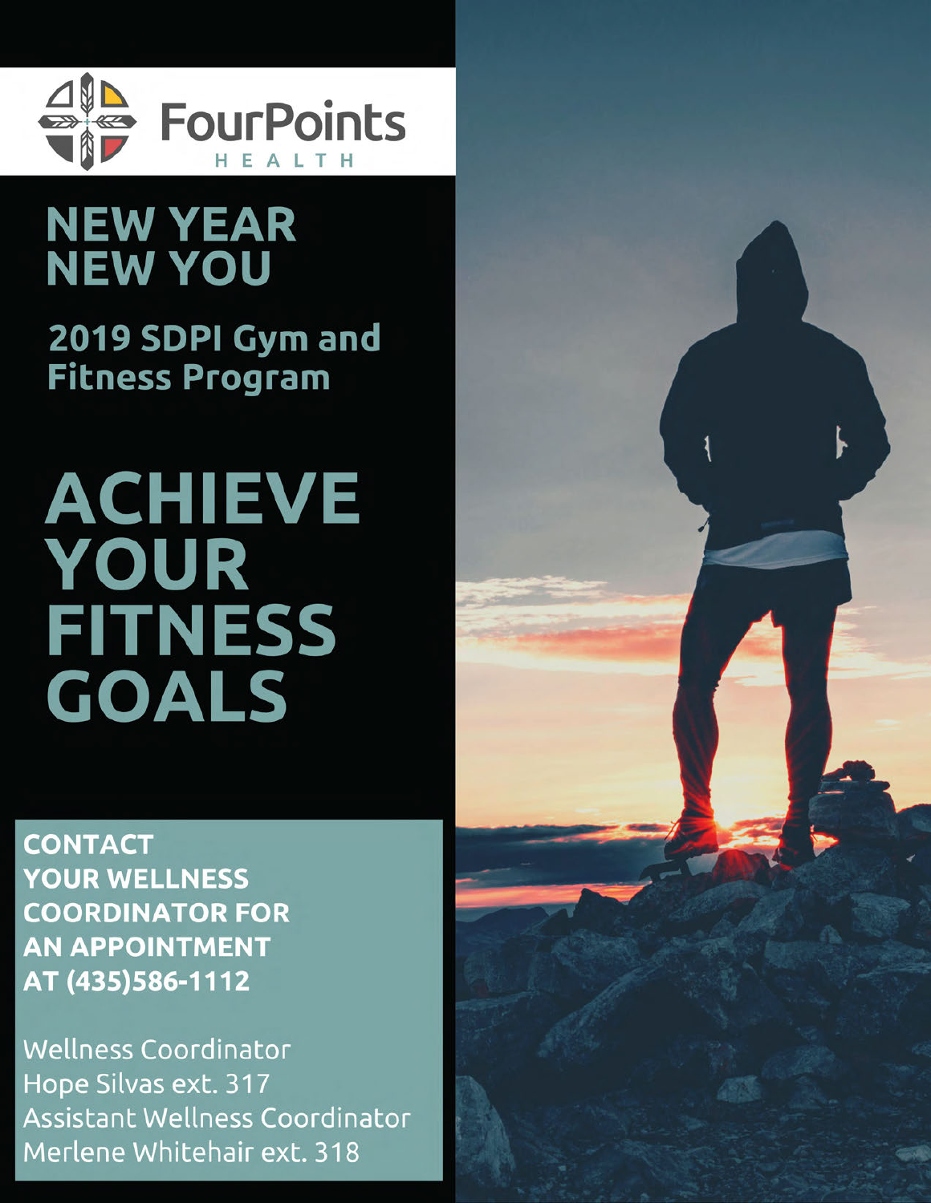FourPoints HEALTH

# NEW YEAR NEW YOU

## 2019 SDPI Gym and Fitness Program

# ACHIEVE YOUR FITNESS GOALS

**CONTACT YOUR WELLNESS COORDINATOR FOR AN APPOINTMENT AT (435)586-1112**

Wellness Coordinator
Hope Silvas ext. 317
Assistant Wellness Coordinator
Merlene Whitehair ext. 318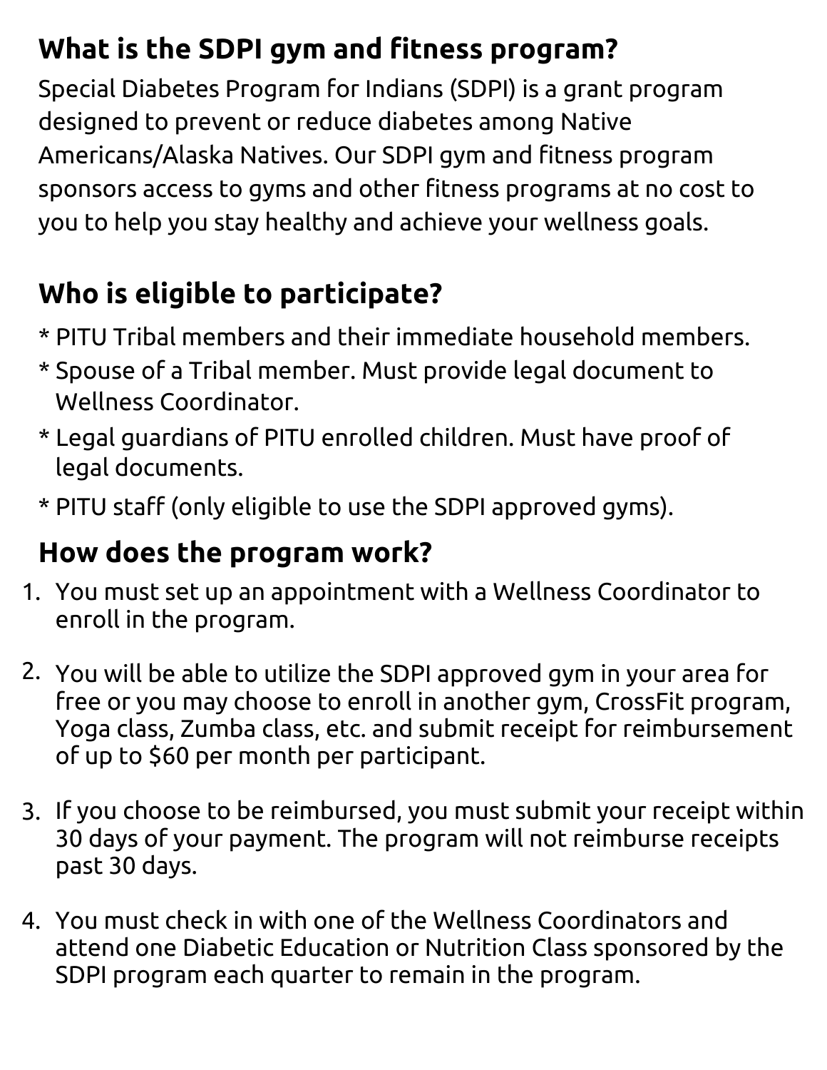## What is the SDPI gym and fitness program?

Special Diabetes Program for Indians (SDPI) is a grant program designed to prevent or reduce diabetes among Native Americans/Alaska Natives. Our SDPI gym and fitness program sponsors access to gyms and other fitness programs at no cost to you to help you stay healthy and achieve your wellness goals.

## Who is eligible to participate?

* PITU Tribal members and their immediate household members.
* Spouse of a Tribal member. Must provide legal document to Wellness Coordinator.
* Legal guardians of PITU enrolled children. Must have proof of legal documents.
* PITU staff (only eligible to use the SDPI approved gyms).

## How does the program work?

1. You must set up an appointment with a Wellness Coordinator to enroll in the program.

2. You will be able to utilize the SDPI approved gym in your area for free or you may choose to enroll in another gym, CrossFit program, Yoga class, Zumba class, etc. and submit receipt for reimbursement of up to $60 per month per participant.

3. If you choose to be reimbursed, you must submit your receipt within 30 days of your payment. The program will not reimburse receipts past 30 days.

4. You must check in with one of the Wellness Coordinators and attend one Diabetic Education or Nutrition Class sponsored by the SDPI program each quarter to remain in the program.